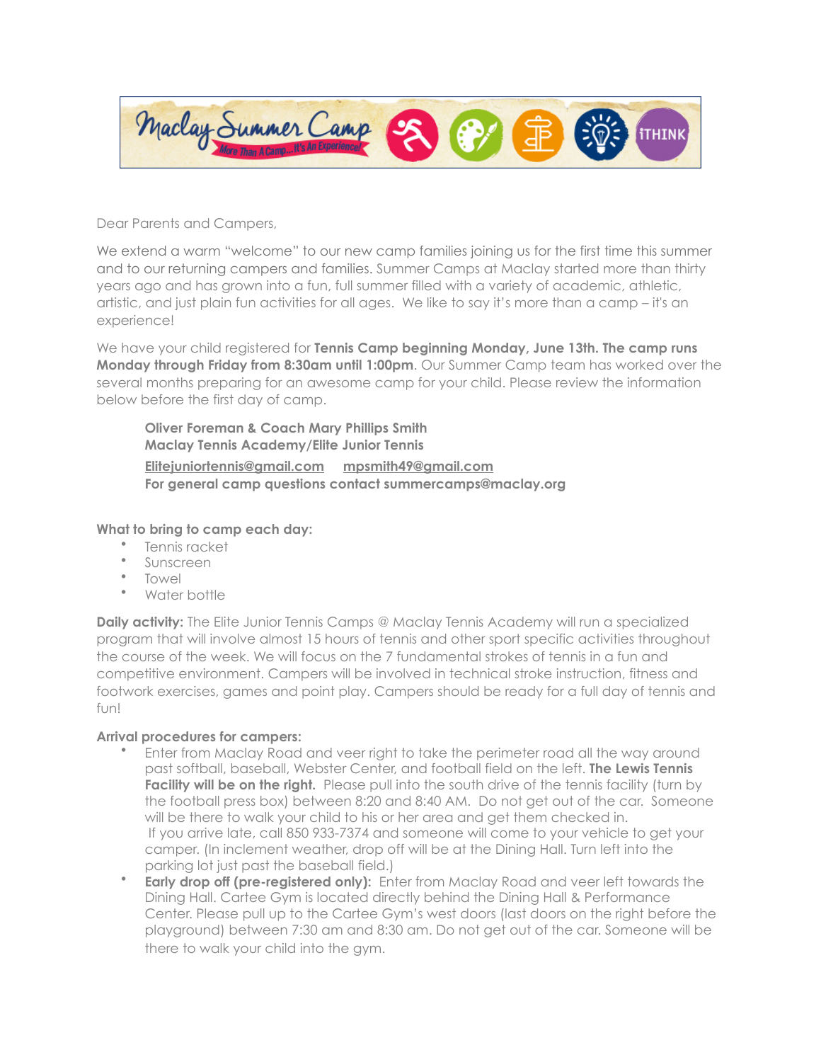Dear Parents and Campers,

We extend a warm "welcome" to our new camp families joining us for the first time this summer and to our returning campers and families. Summer Camps at Maclay started more than thirty years ago and has grown into a fun, full summer filled with a variety of academic, athletic, artistic, and just plain fun activities for all ages. We like to say it's more than a camp – it's an experience!

We have your child registered for **Tennis Camp beginning Monday, June 13th. The camp runs Monday through Friday from 8:30am until 1:00pm**. Our Summer Camp team has worked over the several months preparing for an awesome camp for your child. Please review the information below before the first day of camp.

> **Oliver Foreman & Coach Mary Phillips Smith**
> **Maclay Tennis Academy/Elite Junior Tennis**
> **Elitejuniortennis@gmail.com** **mpsmith49@gmail.com**
> **For general camp questions contact summercamps@maclay.org**

**What to bring to camp each day:**

- Tennis racket
- Sunscreen
- Towel
- Water bottle

**Daily activity:** The Elite Junior Tennis Camps @ Maclay Tennis Academy will run a specialized program that will involve almost 15 hours of tennis and other sport specific activities throughout the course of the week. We will focus on the 7 fundamental strokes of tennis in a fun and competitive environment. Campers will be involved in technical stroke instruction, fitness and footwork exercises, games and point play. Campers should be ready for a full day of tennis and fun!

**Arrival procedures for campers:**

- Enter from Maclay Road and veer right to take the perimeter road all the way around past softball, baseball, Webster Center, and football field on the left. **The Lewis Tennis Facility will be on the right.** Please pull into the south drive of the tennis facility (turn by the football press box) between 8:20 and 8:40 AM. Do not get out of the car. Someone will be there to walk your child to his or her area and get them checked in. If you arrive late, call 850 933-7374 and someone will come to your vehicle to get your camper. (In inclement weather, drop off will be at the Dining Hall. Turn left into the parking lot just past the baseball field.)
- **Early drop off (pre-registered only):** Enter from Maclay Road and veer left towards the Dining Hall. Cartee Gym is located directly behind the Dining Hall & Performance Center. Please pull up to the Cartee Gym's west doors (last doors on the right before the playground) between 7:30 am and 8:30 am. Do not get out of the car. Someone will be there to walk your child into the gym.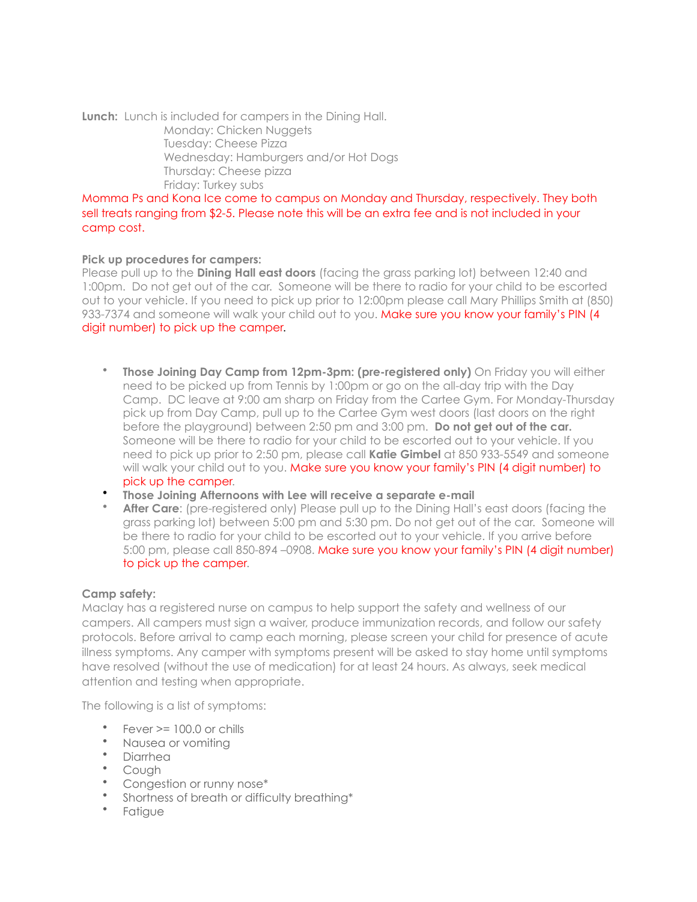**Lunch:** Lunch is included for campers in the Dining Hall.

Monday: Chicken Nuggets
Tuesday: Cheese Pizza
Wednesday: Hamburgers and/or Hot Dogs
Thursday: Cheese pizza
Friday: Turkey subs

Momma Ps and Kona Ice come to campus on Monday and Thursday, respectively. They both sell treats ranging from $2-5. Please note this will be an extra fee and is not included in your camp cost.

**Pick up procedures for campers:**
Please pull up to the **Dining Hall east doors** (facing the grass parking lot) between 12:40 and 1:00pm. Do not get out of the car. Someone will be there to radio for your child to be escorted out to your vehicle. If you need to pick up prior to 12:00pm please call Mary Phillips Smith at (850) 933-7374 and someone will walk your child out to you. Make sure you know your family's PIN (4 digit number) to pick up the camper.

- **Those Joining Day Camp from 12pm-3pm: (pre-registered only)** On Friday you will either need to be picked up from Tennis by 1:00pm or go on the all-day trip with the Day Camp. DC leave at 9:00 am sharp on Friday from the Cartee Gym. For Monday-Thursday pick up from Day Camp, pull up to the Cartee Gym west doors (last doors on the right before the playground) between 2:50 pm and 3:00 pm. **Do not get out of the car.** Someone will be there to radio for your child to be escorted out to your vehicle. If you need to pick up prior to 2:50 pm, please call **Katie Gimbel** at 850 933-5549 and someone will walk your child out to you. Make sure you know your family's PIN (4 digit number) to pick up the camper.
- **Those Joining Afternoons with Lee will receive a separate e-mail**
- **After Care**: (pre-registered only) Please pull up to the Dining Hall's east doors (facing the grass parking lot) between 5:00 pm and 5:30 pm. Do not get out of the car. Someone will be there to radio for your child to be escorted out to your vehicle. If you arrive before 5:00 pm, please call 850-894 –0908. Make sure you know your family's PIN (4 digit number) to pick up the camper.

**Camp safety:**
Maclay has a registered nurse on campus to help support the safety and wellness of our campers. All campers must sign a waiver, produce immunization records, and follow our safety protocols. Before arrival to camp each morning, please screen your child for presence of acute illness symptoms. Any camper with symptoms present will be asked to stay home until symptoms have resolved (without the use of medication) for at least 24 hours. As always, seek medical attention and testing when appropriate.

The following is a list of symptoms:

- Fever >= 100.0 or chills
- Nausea or vomiting
- Diarrhea
- Cough
- Congestion or runny nose*
- Shortness of breath or difficulty breathing*
- Fatigue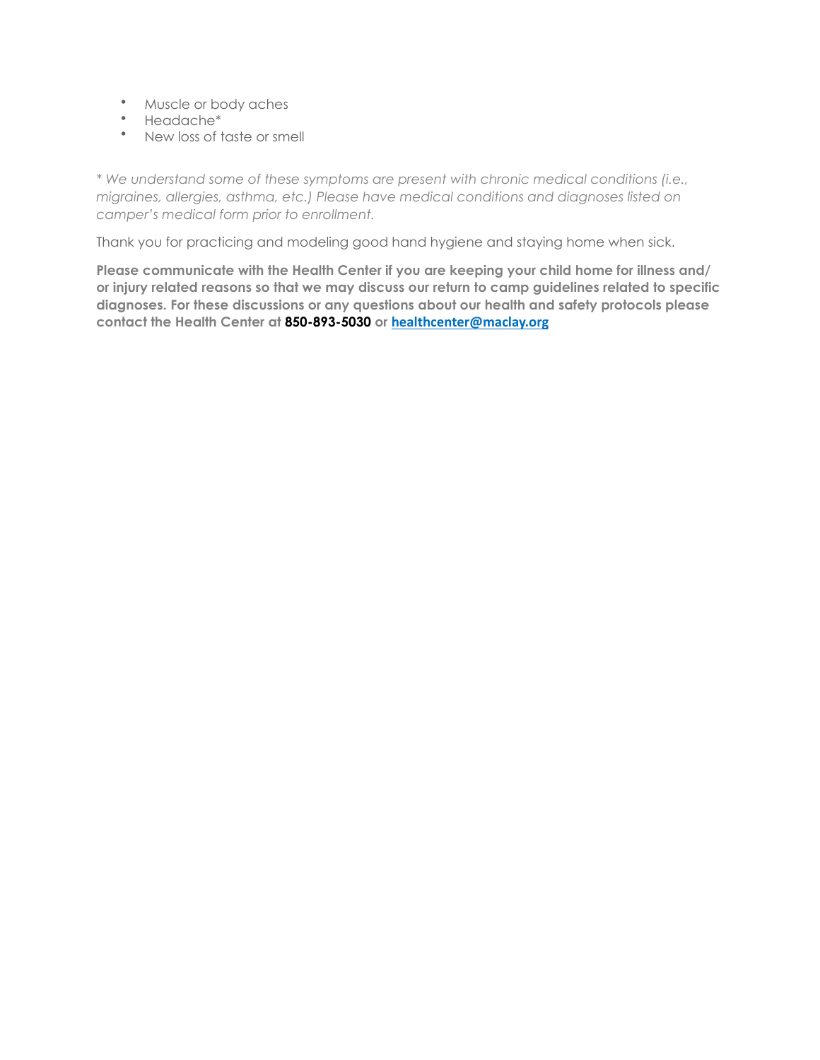- Muscle or body aches
- Headache*
- New loss of taste or smell

*\* We understand some of these symptoms are present with chronic medical conditions (i.e., migraines, allergies, asthma, etc.) Please have medical conditions and diagnoses listed on camper's medical form prior to enrollment.*

Thank you for practicing and modeling good hand hygiene and staying home when sick.

**Please communicate with the Health Center if you are keeping your child home for illness and/ or injury related reasons so that we may discuss our return to camp guidelines related to specific diagnoses. For these discussions or any questions about our health and safety protocols please contact the Health Center at 850-893-5030 or [healthcenter@maclay.org](mailto:healthcenter@maclay.org)**